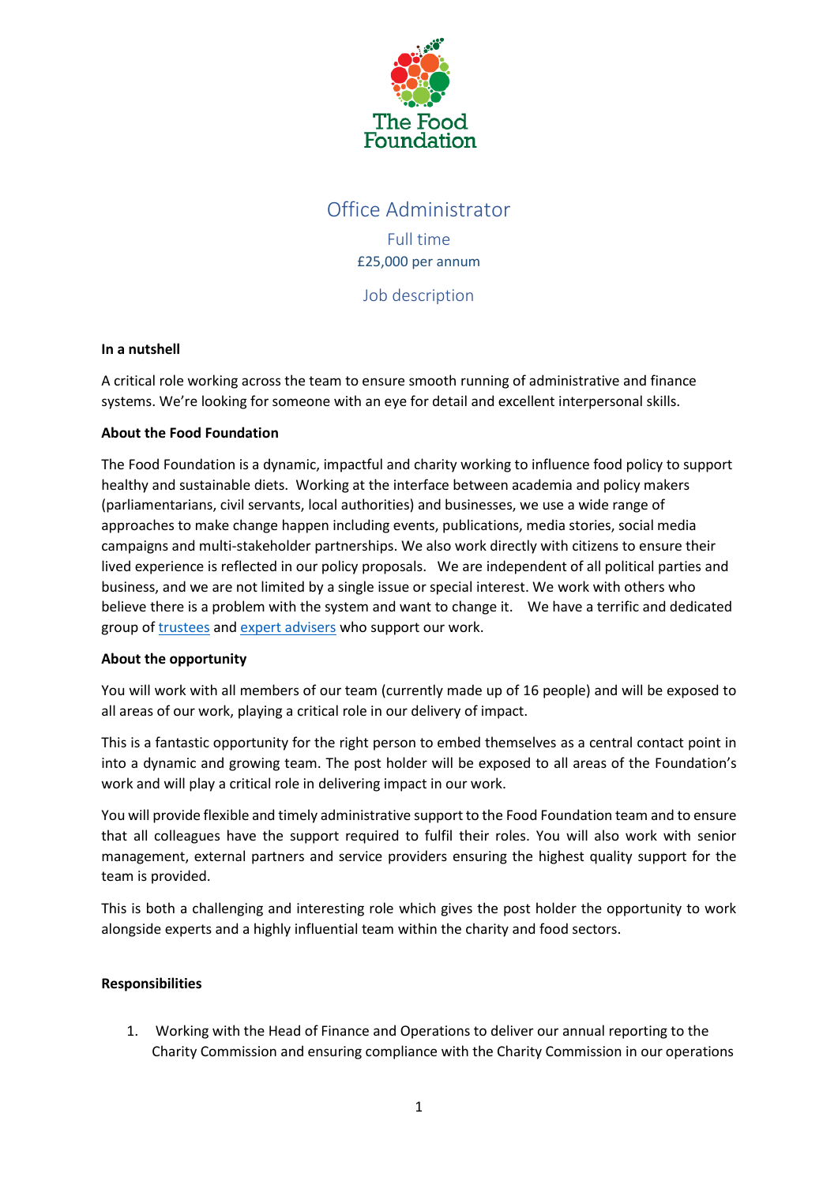The Food Foundation

# Office Administrator

Full time

£25,000 per annum

Job description

**In a nutshell**

A critical role working across the team to ensure smooth running of administrative and finance systems. We're looking for someone with an eye for detail and excellent interpersonal skills.

**About the Food Foundation**

The Food Foundation is a dynamic, impactful and charity working to influence food policy to support healthy and sustainable diets. Working at the interface between academia and policy makers (parliamentarians, civil servants, local authorities) and businesses, we use a wide range of approaches to make change happen including events, publications, media stories, social media campaigns and multi-stakeholder partnerships. We also work directly with citizens to ensure their lived experience is reflected in our policy proposals. We are independent of all political parties and business, and we are not limited by a single issue or special interest. We work with others who believe there is a problem with the system and want to change it. We have a terrific and dedicated group of trustees and expert advisers who support our work.

**About the opportunity**

You will work with all members of our team (currently made up of 16 people) and will be exposed to all areas of our work, playing a critical role in our delivery of impact.

This is a fantastic opportunity for the right person to embed themselves as a central contact point in into a dynamic and growing team. The post holder will be exposed to all areas of the Foundation's work and will play a critical role in delivering impact in our work.

You will provide flexible and timely administrative support to the Food Foundation team and to ensure that all colleagues have the support required to fulfil their roles. You will also work with senior management, external partners and service providers ensuring the highest quality support for the team is provided.

This is both a challenging and interesting role which gives the post holder the opportunity to work alongside experts and a highly influential team within the charity and food sectors.

**Responsibilities**

1. Working with the Head of Finance and Operations to deliver our annual reporting to the Charity Commission and ensuring compliance with the Charity Commission in our operations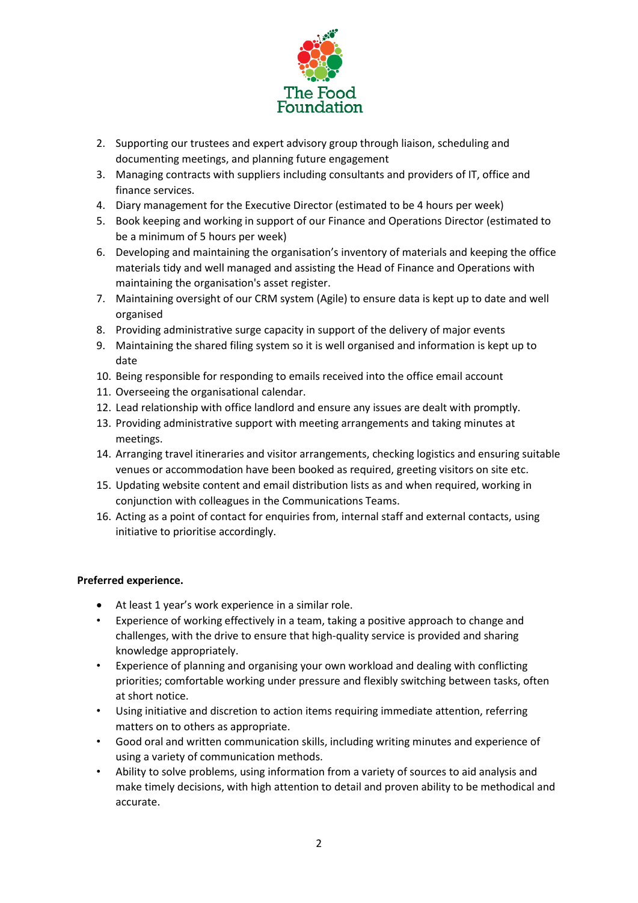2. Supporting our trustees and expert advisory group through liaison, scheduling and documenting meetings, and planning future engagement
3. Managing contracts with suppliers including consultants and providers of IT, office and finance services.
4. Diary management for the Executive Director (estimated to be 4 hours per week)
5. Book keeping and working in support of our Finance and Operations Director (estimated to be a minimum of 5 hours per week)
6. Developing and maintaining the organisation's inventory of materials and keeping the office materials tidy and well managed and assisting the Head of Finance and Operations with maintaining the organisation's asset register.
7. Maintaining oversight of our CRM system (Agile) to ensure data is kept up to date and well organised
8. Providing administrative surge capacity in support of the delivery of major events
9. Maintaining the shared filing system so it is well organised and information is kept up to date
10. Being responsible for responding to emails received into the office email account
11. Overseeing the organisational calendar.
12. Lead relationship with office landlord and ensure any issues are dealt with promptly.
13. Providing administrative support with meeting arrangements and taking minutes at meetings.
14. Arranging travel itineraries and visitor arrangements, checking logistics and ensuring suitable venues or accommodation have been booked as required, greeting visitors on site etc.
15. Updating website content and email distribution lists as and when required, working in conjunction with colleagues in the Communications Teams.
16. Acting as a point of contact for enquiries from, internal staff and external contacts, using initiative to prioritise accordingly.

**Preferred experience.**

- At least 1 year's work experience in a similar role.
- Experience of working effectively in a team, taking a positive approach to change and challenges, with the drive to ensure that high-quality service is provided and sharing knowledge appropriately.
- Experience of planning and organising your own workload and dealing with conflicting priorities; comfortable working under pressure and flexibly switching between tasks, often at short notice.
- Using initiative and discretion to action items requiring immediate attention, referring matters on to others as appropriate.
- Good oral and written communication skills, including writing minutes and experience of using a variety of communication methods.
- Ability to solve problems, using information from a variety of sources to aid analysis and make timely decisions, with high attention to detail and proven ability to be methodical and accurate.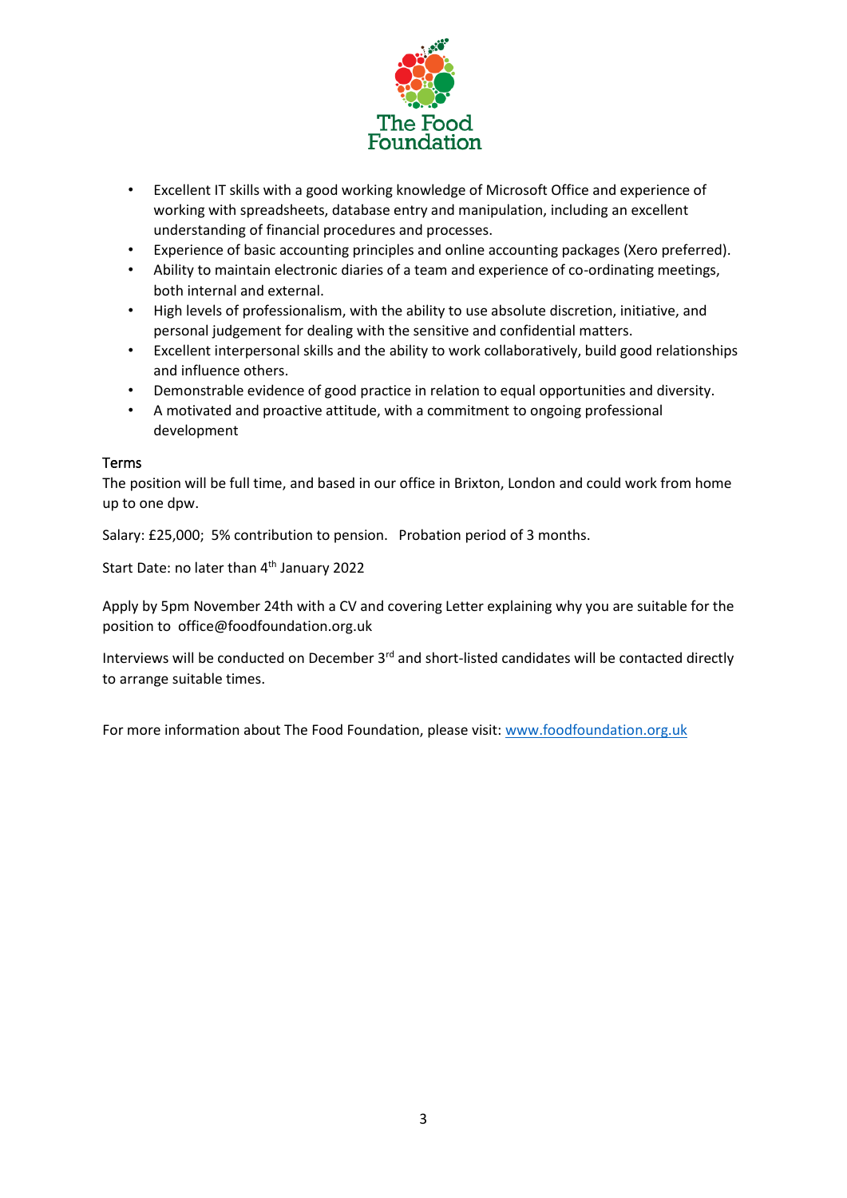- Excellent IT skills with a good working knowledge of Microsoft Office and experience of working with spreadsheets, database entry and manipulation, including an excellent understanding of financial procedures and processes.
- Experience of basic accounting principles and online accounting packages (Xero preferred).
- Ability to maintain electronic diaries of a team and experience of co-ordinating meetings, both internal and external.
- High levels of professionalism, with the ability to use absolute discretion, initiative, and personal judgement for dealing with the sensitive and confidential matters.
- Excellent interpersonal skills and the ability to work collaboratively, build good relationships and influence others.
- Demonstrable evidence of good practice in relation to equal opportunities and diversity.
- A motivated and proactive attitude, with a commitment to ongoing professional development

## Terms

The position will be full time, and based in our office in Brixton, London and could work from home up to one dpw.

Salary: £25,000; 5% contribution to pension. Probation period of 3 months.

Start Date: no later than 4th January 2022

Apply by 5pm November 24th with a CV and covering Letter explaining why you are suitable for the position to office@foodfoundation.org.uk

Interviews will be conducted on December 3rd and short-listed candidates will be contacted directly to arrange suitable times.

For more information about The Food Foundation, please visit: [www.foodfoundation.org.uk](http://www.foodfoundation.org.uk)